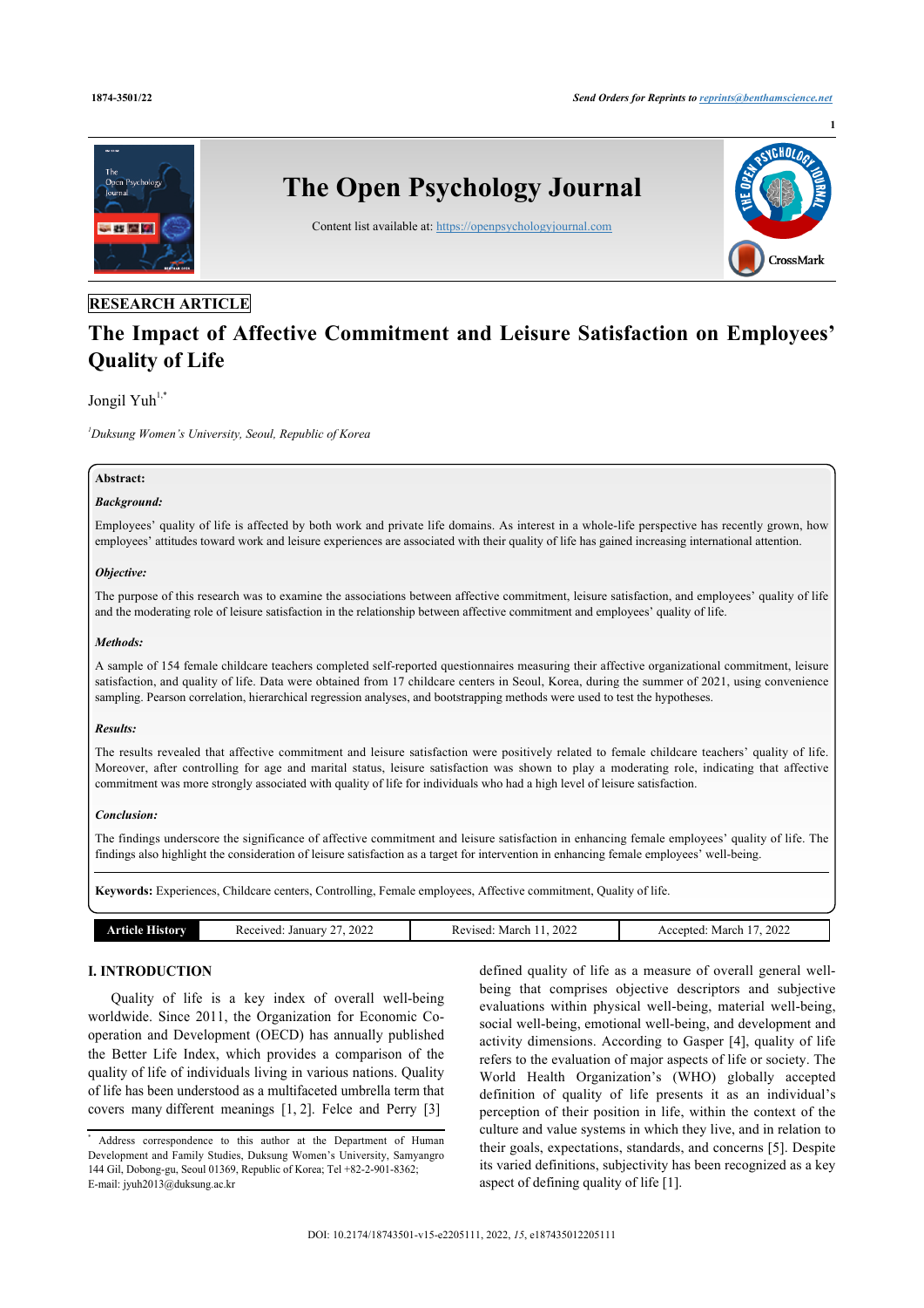RESEARCH ARTICLE

# The Impact of Affective Commitment and Leisure Satisfaction on Employees' Quality of Life

Jongil Yuh[1,*]

[1]*Duksung Women's University, Seoul, Republic of Korea*

**Abstract:**

***Background:***

Employees' quality of life is affected by both work and private life domains. As interest in a whole-life perspective has recently grown, how employees' attitudes toward work and leisure experiences are associated with their quality of life has gained increasing international attention.

***Objective:***

The purpose of this research was to examine the associations between affective commitment, leisure satisfaction, and employees' quality of life and the moderating role of leisure satisfaction in the relationship between affective commitment and employees' quality of life.

***Methods:***

A sample of 154 female childcare teachers completed self-reported questionnaires measuring their affective organizational commitment, leisure satisfaction, and quality of life. Data were obtained from 17 childcare centers in Seoul, Korea, during the summer of 2021, using convenience sampling. Pearson correlation, hierarchical regression analyses, and bootstrapping methods were used to test the hypotheses.

***Results:***

The results revealed that affective commitment and leisure satisfaction were positively related to female childcare teachers' quality of life. Moreover, after controlling for age and marital status, leisure satisfaction was shown to play a moderating role, indicating that affective commitment was more strongly associated with quality of life for individuals who had a high level of leisure satisfaction.

***Conclusion:***

The findings underscore the significance of affective commitment and leisure satisfaction in enhancing female employees' quality of life. The findings also highlight the consideration of leisure satisfaction as a target for intervention in enhancing female employees' well-being.

**Keywords:** Experiences, Childcare centers, Controlling, Female employees, Affective commitment, Quality of life.

| Article History | Received: January 27, 2022 | Revised: March 11, 2022 | Accepted: March 17, 2022 |
|---|---|---|---|

## I. INTRODUCTION

Quality of life is a key index of overall well-being worldwide. Since 2011, the Organization for Economic Co-operation and Development (OECD) has annually published the Better Life Index, which provides a comparison of the quality of life of individuals living in various nations. Quality of life has been understood as a multifaceted umbrella term that covers many different meanings [1, 2]. Felce and Perry [3] defined quality of life as a measure of overall general well-being that comprises objective descriptors and subjective evaluations within physical well-being, material well-being, social well-being, emotional well-being, and development and activity dimensions. According to Gasper [4], quality of life refers to the evaluation of major aspects of life or society. The World Health Organization's (WHO) globally accepted definition of quality of life presents it as an individual's perception of their position in life, within the context of the culture and value systems in which they live, and in relation to their goals, expectations, standards, and concerns [5]. Despite its varied definitions, subjectivity has been recognized as a key aspect of defining quality of life [1].

[*] Address correspondence to this author at the Department of Human Development and Family Studies, Duksung Women's University, Samyangro 144 Gil, Dobong-gu, Seoul 01369, Republic of Korea; Tel +82-2-901-8362; E-mail: jyuh2013@duksung.ac.kr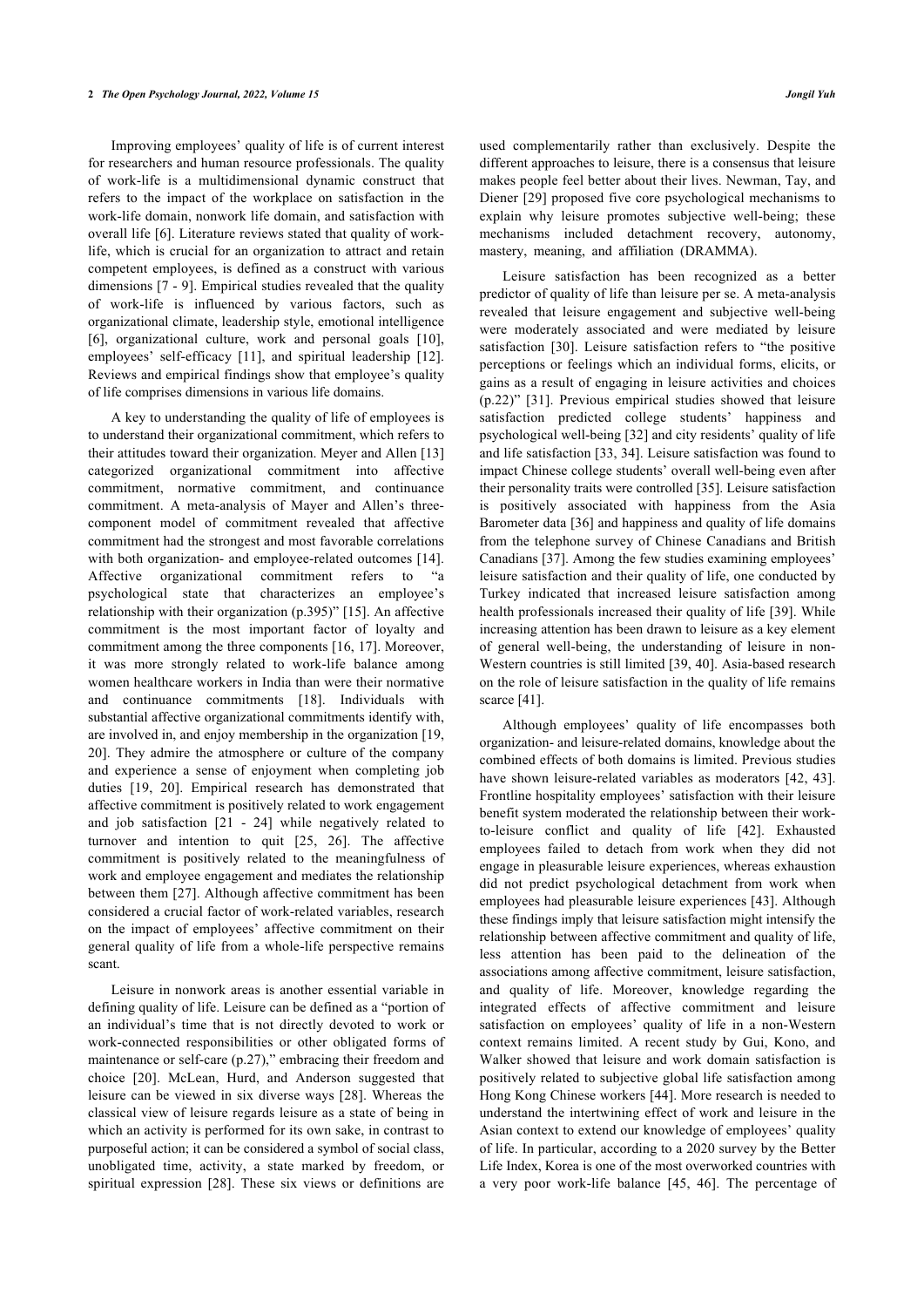Improving employees' quality of life is of current interest for researchers and human resource professionals. The quality of work-life is a multidimensional dynamic construct that refers to the impact of the workplace on satisfaction in the work-life domain, nonwork life domain, and satisfaction with overall life [6]. Literature reviews stated that quality of work-life, which is crucial for an organization to attract and retain competent employees, is defined as a construct with various dimensions [7 - 9]. Empirical studies revealed that the quality of work-life is influenced by various factors, such as organizational climate, leadership style, emotional intelligence [6], organizational culture, work and personal goals [10], employees' self-efficacy [11], and spiritual leadership [12]. Reviews and empirical findings show that employee's quality of life comprises dimensions in various life domains.

A key to understanding the quality of life of employees is to understand their organizational commitment, which refers to their attitudes toward their organization. Meyer and Allen [13] categorized organizational commitment into affective commitment, normative commitment, and continuance commitment. A meta-analysis of Mayer and Allen's three-component model of commitment revealed that affective commitment had the strongest and most favorable correlations with both organization- and employee-related outcomes [14]. Affective organizational commitment refers to "a psychological state that characterizes an employee's relationship with their organization (p.395)" [15]. An affective commitment is the most important factor of loyalty and commitment among the three components [16, 17]. Moreover, it was more strongly related to work-life balance among women healthcare workers in India than were their normative and continuance commitments [18]. Individuals with substantial affective organizational commitments identify with, are involved in, and enjoy membership in the organization [19, 20]. They admire the atmosphere or culture of the company and experience a sense of enjoyment when completing job duties [19, 20]. Empirical research has demonstrated that affective commitment is positively related to work engagement and job satisfaction [21 - 24] while negatively related to turnover and intention to quit [25, 26]. The affective commitment is positively related to the meaningfulness of work and employee engagement and mediates the relationship between them [27]. Although affective commitment has been considered a crucial factor of work-related variables, research on the impact of employees' affective commitment on their general quality of life from a whole-life perspective remains scant.

Leisure in nonwork areas is another essential variable in defining quality of life. Leisure can be defined as a "portion of an individual's time that is not directly devoted to work or work-connected responsibilities or other obligated forms of maintenance or self-care (p.27)," embracing their freedom and choice [20]. McLean, Hurd, and Anderson suggested that leisure can be viewed in six diverse ways [28]. Whereas the classical view of leisure regards leisure as a state of being in which an activity is performed for its own sake, in contrast to purposeful action; it can be considered a symbol of social class, unobligated time, activity, a state marked by freedom, or spiritual expression [28]. These six views or definitions are used complementarily rather than exclusively. Despite the different approaches to leisure, there is a consensus that leisure makes people feel better about their lives. Newman, Tay, and Diener [29] proposed five core psychological mechanisms to explain why leisure promotes subjective well-being; these mechanisms included detachment recovery, autonomy, mastery, meaning, and affiliation (DRAMMA).

Leisure satisfaction has been recognized as a better predictor of quality of life than leisure per se. A meta-analysis revealed that leisure engagement and subjective well-being were moderately associated and were mediated by leisure satisfaction [30]. Leisure satisfaction refers to "the positive perceptions or feelings which an individual forms, elicits, or gains as a result of engaging in leisure activities and choices (p.22)" [31]. Previous empirical studies showed that leisure satisfaction predicted college students' happiness and psychological well-being [32] and city residents' quality of life and life satisfaction [33, 34]. Leisure satisfaction was found to impact Chinese college students' overall well-being even after their personality traits were controlled [35]. Leisure satisfaction is positively associated with happiness from the Asia Barometer data [36] and happiness and quality of life domains from the telephone survey of Chinese Canadians and British Canadians [37]. Among the few studies examining employees' leisure satisfaction and their quality of life, one conducted by Turkey indicated that increased leisure satisfaction among health professionals increased their quality of life [39]. While increasing attention has been drawn to leisure as a key element of general well-being, the understanding of leisure in non-Western countries is still limited [39, 40]. Asia-based research on the role of leisure satisfaction in the quality of life remains scarce [41].

Although employees' quality of life encompasses both organization- and leisure-related domains, knowledge about the combined effects of both domains is limited. Previous studies have shown leisure-related variables as moderators [42, 43]. Frontline hospitality employees' satisfaction with their leisure benefit system moderated the relationship between their work-to-leisure conflict and quality of life [42]. Exhausted employees failed to detach from work when they did not engage in pleasurable leisure experiences, whereas exhaustion did not predict psychological detachment from work when employees had pleasurable leisure experiences [43]. Although these findings imply that leisure satisfaction might intensify the relationship between affective commitment and quality of life, less attention has been paid to the delineation of the associations among affective commitment, leisure satisfaction, and quality of life. Moreover, knowledge regarding the integrated effects of affective commitment and leisure satisfaction on employees' quality of life in a non-Western context remains limited. A recent study by Gui, Kono, and Walker showed that leisure and work domain satisfaction is positively related to subjective global life satisfaction among Hong Kong Chinese workers [44]. More research is needed to understand the intertwining effect of work and leisure in the Asian context to extend our knowledge of employees' quality of life. In particular, according to a 2020 survey by the Better Life Index, Korea is one of the most overworked countries with a very poor work-life balance [45, 46]. The percentage of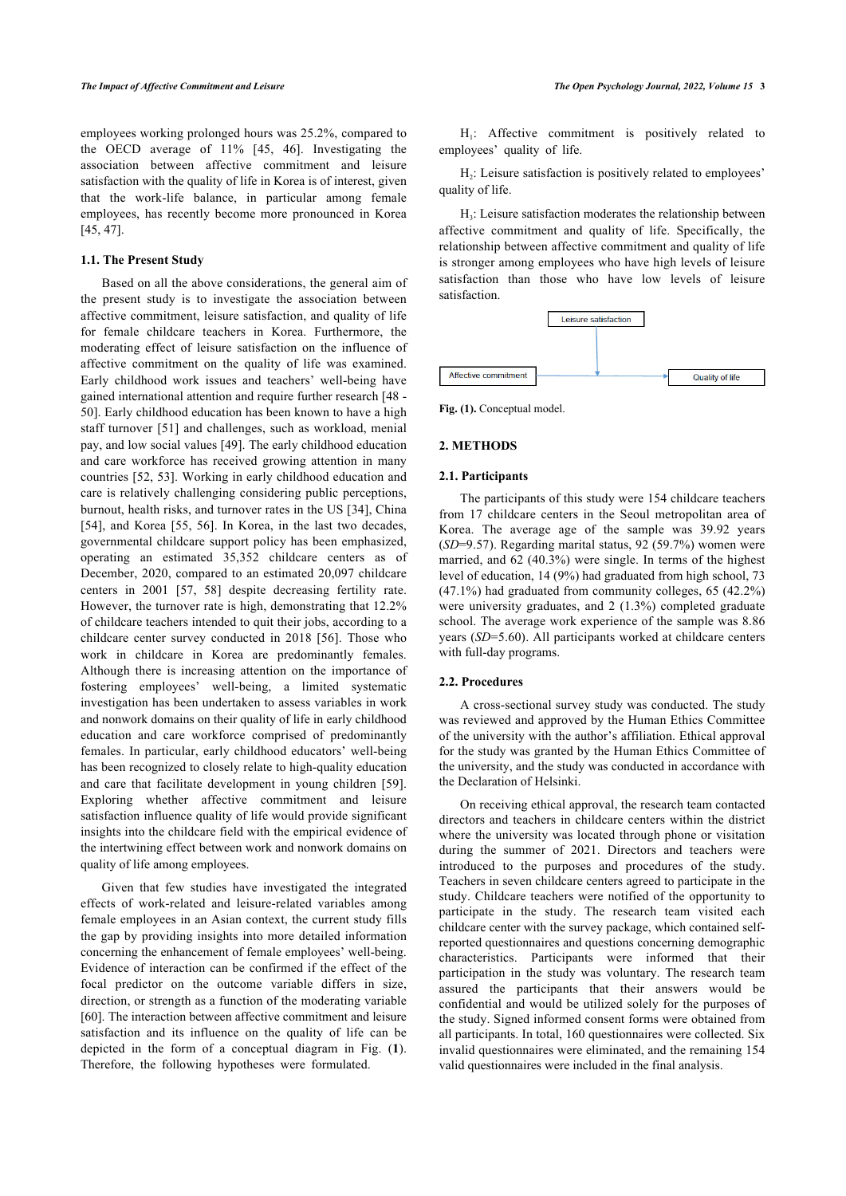employees working prolonged hours was 25.2%, compared to the OECD average of 11% [45, 46]. Investigating the association between affective commitment and leisure satisfaction with the quality of life in Korea is of interest, given that the work-life balance, in particular among female employees, has recently become more pronounced in Korea [45, 47].

### 1.1. The Present Study

Based on all the above considerations, the general aim of the present study is to investigate the association between affective commitment, leisure satisfaction, and quality of life for female childcare teachers in Korea. Furthermore, the moderating effect of leisure satisfaction on the influence of affective commitment on the quality of life was examined. Early childhood work issues and teachers' well-being have gained international attention and require further research [48 - 50]. Early childhood education has been known to have a high staff turnover [51] and challenges, such as workload, menial pay, and low social values [49]. The early childhood education and care workforce has received growing attention in many countries [52, 53]. Working in early childhood education and care is relatively challenging considering public perceptions, burnout, health risks, and turnover rates in the US [34], China [54], and Korea [55, 56]. In Korea, in the last two decades, governmental childcare support policy has been emphasized, operating an estimated 35,352 childcare centers as of December, 2020, compared to an estimated 20,097 childcare centers in 2001 [57, 58] despite decreasing fertility rate. However, the turnover rate is high, demonstrating that 12.2% of childcare teachers intended to quit their jobs, according to a childcare center survey conducted in 2018 [56]. Those who work in childcare in Korea are predominantly females. Although there is increasing attention on the importance of fostering employees' well-being, a limited systematic investigation has been undertaken to assess variables in work and nonwork domains on their quality of life in early childhood education and care workforce comprised of predominantly females. In particular, early childhood educators' well-being has been recognized to closely relate to high-quality education and care that facilitate development in young children [59]. Exploring whether affective commitment and leisure satisfaction influence quality of life would provide significant insights into the childcare field with the empirical evidence of the intertwining effect between work and nonwork domains on quality of life among employees.

Given that few studies have investigated the integrated effects of work-related and leisure-related variables among female employees in an Asian context, the current study fills the gap by providing insights into more detailed information concerning the enhancement of female employees' well-being. Evidence of interaction can be confirmed if the effect of the focal predictor on the outcome variable differs in size, direction, or strength as a function of the moderating variable [60]. The interaction between affective commitment and leisure satisfaction and its influence on the quality of life can be depicted in the form of a conceptual diagram in Fig. (**1**). Therefore, the following hypotheses were formulated.

$H_1$: Affective commitment is positively related to employees' quality of life.

$H_2$: Leisure satisfaction is positively related to employees' quality of life.

$H_3$: Leisure satisfaction moderates the relationship between affective commitment and quality of life. Specifically, the relationship between affective commitment and quality of life is stronger among employees who have high levels of leisure satisfaction than those who have low levels of leisure satisfaction.

Leisure satisfaction

Affective commitment → Quality of life

**Fig. (1).** Conceptual model.

## 2. METHODS

### 2.1. Participants

The participants of this study were 154 childcare teachers from 17 childcare centers in the Seoul metropolitan area of Korea. The average age of the sample was 39.92 years (*SD*=9.57). Regarding marital status, 92 (59.7%) women were married, and 62 (40.3%) were single. In terms of the highest level of education, 14 (9%) had graduated from high school, 73 (47.1%) had graduated from community colleges, 65 (42.2%) were university graduates, and 2 (1.3%) completed graduate school. The average work experience of the sample was 8.86 years (*SD*=5.60). All participants worked at childcare centers with full-day programs.

### 2.2. Procedures

A cross-sectional survey study was conducted. The study was reviewed and approved by the Human Ethics Committee of the university with the author's affiliation. Ethical approval for the study was granted by the Human Ethics Committee of the university, and the study was conducted in accordance with the Declaration of Helsinki.

On receiving ethical approval, the research team contacted directors and teachers in childcare centers within the district where the university was located through phone or visitation during the summer of 2021. Directors and teachers were introduced to the purposes and procedures of the study. Teachers in seven childcare centers agreed to participate in the study. Childcare teachers were notified of the opportunity to participate in the study. The research team visited each childcare center with the survey package, which contained self-reported questionnaires and questions concerning demographic characteristics. Participants were informed that their participation in the study was voluntary. The research team assured the participants that their answers would be confidential and would be utilized solely for the purposes of the study. Signed informed consent forms were obtained from all participants. In total, 160 questionnaires were collected. Six invalid questionnaires were eliminated, and the remaining 154 valid questionnaires were included in the final analysis.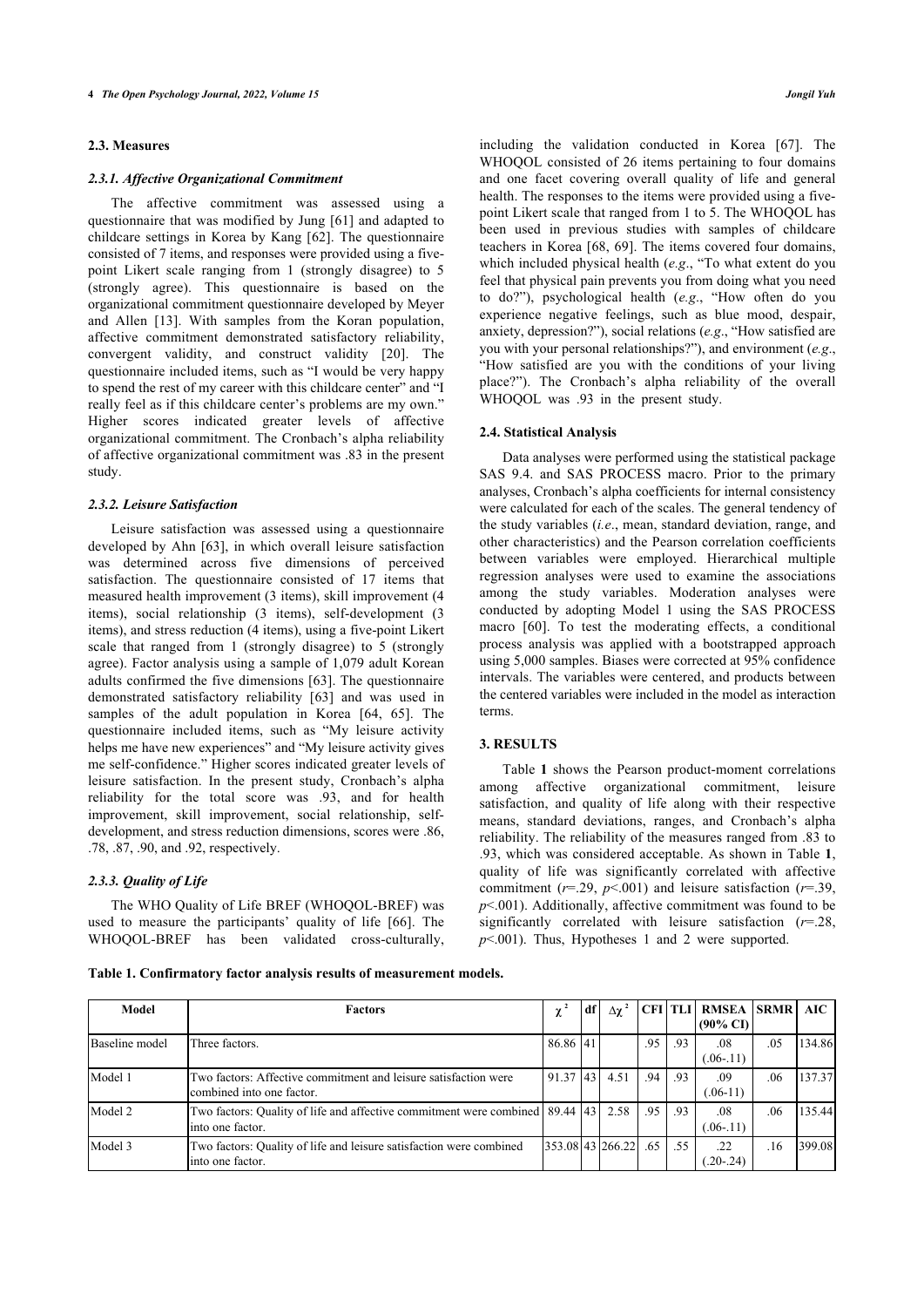### 2.3. Measures

#### *2.3.1. Affective Organizational Commitment*

The affective commitment was assessed using a questionnaire that was modified by Jung [61] and adapted to childcare settings in Korea by Kang [62]. The questionnaire consisted of 7 items, and responses were provided using a five-point Likert scale ranging from 1 (strongly disagree) to 5 (strongly agree). This questionnaire is based on the organizational commitment questionnaire developed by Meyer and Allen [13]. With samples from the Koran population, affective commitment demonstrated satisfactory reliability, convergent validity, and construct validity [20]. The questionnaire included items, such as "I would be very happy to spend the rest of my career with this childcare center" and "I really feel as if this childcare center's problems are my own." Higher scores indicated greater levels of affective organizational commitment. The Cronbach's alpha reliability of affective organizational commitment was .83 in the present study.

#### *2.3.2. Leisure Satisfaction*

Leisure satisfaction was assessed using a questionnaire developed by Ahn [63], in which overall leisure satisfaction was determined across five dimensions of perceived satisfaction. The questionnaire consisted of 17 items that measured health improvement (3 items), skill improvement (4 items), social relationship (3 items), self-development (3 items), and stress reduction (4 items), using a five-point Likert scale that ranged from 1 (strongly disagree) to 5 (strongly agree). Factor analysis using a sample of 1,079 adult Korean adults confirmed the five dimensions [63]. The questionnaire demonstrated satisfactory reliability [63] and was used in samples of the adult population in Korea [64, 65]. The questionnaire included items, such as "My leisure activity helps me have new experiences" and "My leisure activity gives me self-confidence." Higher scores indicated greater levels of leisure satisfaction. In the present study, Cronbach's alpha reliability for the total score was .93, and for health improvement, skill improvement, social relationship, self-development, and stress reduction dimensions, scores were .86, .78, .87, .90, and .92, respectively.

#### *2.3.3. Quality of Life*

The WHO Quality of Life BREF (WHOQOL-BREF) was used to measure the participants' quality of life [66]. The WHOQOL-BREF has been validated cross-culturally, including the validation conducted in Korea [67]. The WHOQOL consisted of 26 items pertaining to four domains and one facet covering overall quality of life and general health. The responses to the items were provided using a five-point Likert scale that ranged from 1 to 5. The WHOQOL has been used in previous studies with samples of childcare teachers in Korea [68, 69]. The items covered four domains, which included physical health (*e.g*., "To what extent do you feel that physical pain prevents you from doing what you need to do?"), psychological health (*e.g*., "How often do you experience negative feelings, such as blue mood, despair, anxiety, depression?"), social relations (*e.g*., "How satisfied are you with your personal relationships?"), and environment (*e.g*., "How satisfied are you with the conditions of your living place?"). The Cronbach's alpha reliability of the overall WHOQOL was .93 in the present study.

### 2.4. Statistical Analysis

Data analyses were performed using the statistical package SAS 9.4. and SAS PROCESS macro. Prior to the primary analyses, Cronbach's alpha coefficients for internal consistency were calculated for each of the scales. The general tendency of the study variables (*i.e*., mean, standard deviation, range, and other characteristics) and the Pearson correlation coefficients between variables were employed. Hierarchical multiple regression analyses were used to examine the associations among the study variables. Moderation analyses were conducted by adopting Model 1 using the SAS PROCESS macro [60]. To test the moderating effects, a conditional process analysis was applied with a bootstrapped approach using 5,000 samples. Biases were corrected at 95% confidence intervals. The variables were centered, and products between the centered variables were included in the model as interaction terms.

## 3. RESULTS

Table **1** shows the Pearson product-moment correlations among affective organizational commitment, leisure satisfaction, and quality of life along with their respective means, standard deviations, ranges, and Cronbach's alpha reliability. The reliability of the measures ranged from .83 to .93, which was considered acceptable. As shown in Table **1**, quality of life was significantly correlated with affective commitment ($r$=.29, $p$<.001) and leisure satisfaction ($r$=.39, $p$<.001). Additionally, affective commitment was found to be significantly correlated with leisure satisfaction ($r$=.28, $p$<.001). Thus, Hypotheses 1 and 2 were supported.

**Table 1. Confirmatory factor analysis results of measurement models.**

| Model | Factors | $\chi^2$ | df | $\Delta\chi^2$ | CFI | TLI | RMSEA (90% CI) | SRMR | AIC |
|---|---|---|---|---|---|---|---|---|---|
| Baseline model | Three factors. | 86.86 | 41 | | .95 | .93 | .08 (.06-.11) | .05 | 134.86 |
| Model 1 | Two factors: Affective commitment and leisure satisfaction were combined into one factor. | 91.37 | 43 | 4.51 | .94 | .93 | .09 (.06-11) | .06 | 137.37 |
| Model 2 | Two factors: Quality of life and affective commitment were combined into one factor. | 89.44 | 43 | 2.58 | .95 | .93 | .08 (.06-.11) | .06 | 135.44 |
| Model 3 | Two factors: Quality of life and leisure satisfaction were combined into one factor. | 353.08 | 43 | 266.22 | .65 | .55 | .22 (.20-.24) | .16 | 399.08 |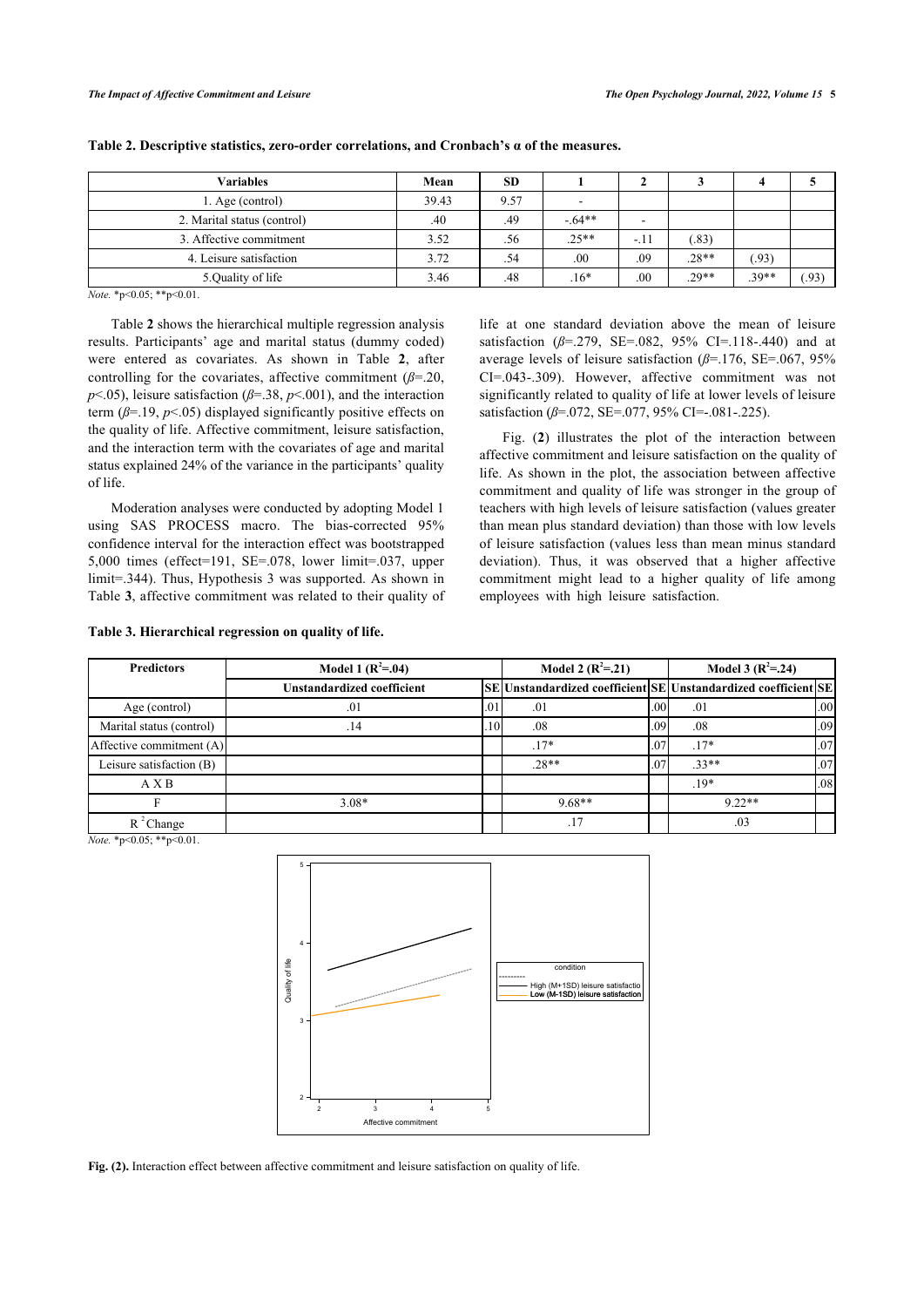**Table 2. Descriptive statistics, zero-order correlations, and Cronbach's α of the measures.**

| Variables | Mean | SD | 1 | 2 | 3 | 4 | 5 |
|---|---|---|---|---|---|---|---|
| 1. Age (control) | 39.43 | 9.57 | - | | | | |
| 2. Marital status (control) | .40 | .49 | -.64** | - | | | |
| 3. Affective commitment | 3.52 | .56 | .25** | -.11 | (.83) | | |
| 4. Leisure satisfaction | 3.72 | .54 | .00 | .09 | .28** | (.93) | |
| 5.Quality of life | 3.46 | .48 | .16* | .00 | .29** | .39** | (.93) |

*Note.* *p<0.05; **p<0.01.

Table **2** shows the hierarchical multiple regression analysis results. Participants' age and marital status (dummy coded) were entered as covariates. As shown in Table **2**, after controlling for the covariates, affective commitment ($\beta$=.20, $p$<.05), leisure satisfaction ($\beta$=.38, $p$<.001), and the interaction term ($\beta$=.19, $p$<.05) displayed significantly positive effects on the quality of life. Affective commitment, leisure satisfaction, and the interaction term with the covariates of age and marital status explained 24% of the variance in the participants' quality of life.

Moderation analyses were conducted by adopting Model 1 using SAS PROCESS macro. The bias-corrected 95% confidence interval for the interaction effect was bootstrapped 5,000 times (effect=191, SE=.078, lower limit=.037, upper limit=.344). Thus, Hypothesis 3 was supported. As shown in Table **3**, affective commitment was related to their quality of life at one standard deviation above the mean of leisure satisfaction ($\beta$=.279, SE=.082, 95% CI=.118-.440) and at average levels of leisure satisfaction ($\beta$=.176, SE=.067, 95% CI=.043-.309). However, affective commitment was not significantly related to quality of life at lower levels of leisure satisfaction ($\beta$=.072, SE=.077, 95% CI=-.081-.225).

Fig. (**2**) illustrates the plot of the interaction between affective commitment and leisure satisfaction on the quality of life. As shown in the plot, the association between affective commitment and quality of life was stronger in the group of teachers with high levels of leisure satisfaction (values greater than mean plus standard deviation) than those with low levels of leisure satisfaction (values less than mean minus standard deviation). Thus, it was observed that a higher affective commitment might lead to a higher quality of life among employees with high leisure satisfaction.

**Table 3. Hierarchical regression on quality of life.**

| Predictors | Model 1 ($R^2$=.04) | | Model 2 ($R^2$=.21) | | Model 3 ($R^2$=.24) | |
|---|---|---|---|---|---|---|
| | Unstandardized coefficient | SE | Unstandardized coefficient | SE | Unstandardized coefficient | SE |
| Age (control) | .01 | .01 | .01 | .00 | .01 | .00 |
| Marital status (control) | .14 | .10 | .08 | .09 | .08 | .09 |
| Affective commitment (A) | | | .17* | .07 | .17* | .07 |
| Leisure satisfaction (B) | | | .28** | .07 | .33** | .07 |
| A X B | | | | | .19* | .08 |
| F | 3.08* | | 9.68** | | 9.22** | |
| $R^2$ Change | | | .17 | | .03 | |

*Note.* *p<0.05; **p<0.01.

**Fig. (2).** Interaction effect between affective commitment and leisure satisfaction on quality of life.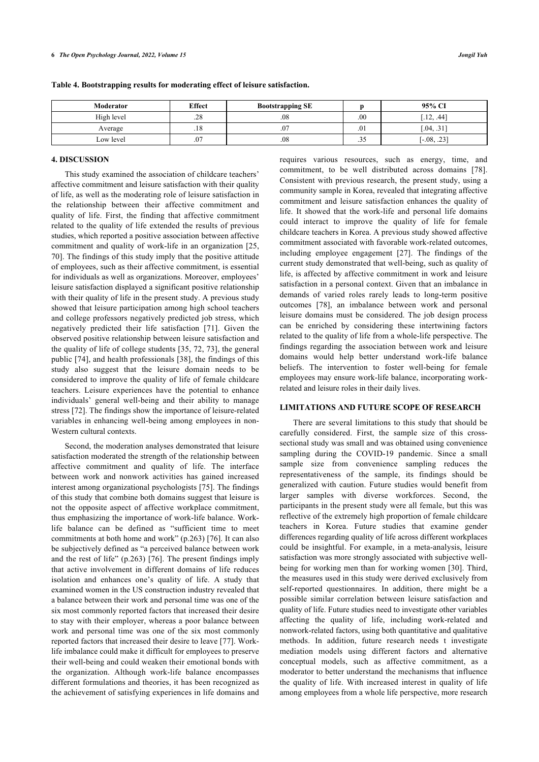**Table 4. Bootstrapping results for moderating effect of leisure satisfaction.**

| Moderator | Effect | Bootstrapping SE | p | 95% CI |
|---|---|---|---|---|
| High level | .28 | .08 | .00 | [.12, .44] |
| Average | .18 | .07 | .01 | [.04, .31] |
| Low level | .07 | .08 | .35 | [-.08, .23] |

## 4. DISCUSSION

This study examined the association of childcare teachers' affective commitment and leisure satisfaction with their quality of life, as well as the moderating role of leisure satisfaction in the relationship between their affective commitment and quality of life. First, the finding that affective commitment related to the quality of life extended the results of previous studies, which reported a positive association between affective commitment and quality of work-life in an organization [25, 70]. The findings of this study imply that the positive attitude of employees, such as their affective commitment, is essential for individuals as well as organizations. Moreover, employees' leisure satisfaction displayed a significant positive relationship with their quality of life in the present study. A previous study showed that leisure participation among high school teachers and college professors negatively predicted job stress, which negatively predicted their life satisfaction [71]. Given the observed positive relationship between leisure satisfaction and the quality of life of college students [35, 72, 73], the general public [74], and health professionals [38], the findings of this study also suggest that the leisure domain needs to be considered to improve the quality of life of female childcare teachers. Leisure experiences have the potential to enhance individuals' general well-being and their ability to manage stress [72]. The findings show the importance of leisure-related variables in enhancing well-being among employees in non-Western cultural contexts.

Second, the moderation analyses demonstrated that leisure satisfaction moderated the strength of the relationship between affective commitment and quality of life. The interface between work and nonwork activities has gained increased interest among organizational psychologists [75]. The findings of this study that combine both domains suggest that leisure is not the opposite aspect of affective workplace commitment, thus emphasizing the importance of work-life balance. Work-life balance can be defined as "sufficient time to meet commitments at both home and work" (p.263) [76]. It can also be subjectively defined as "a perceived balance between work and the rest of life" (p.263) [76]. The present findings imply that active involvement in different domains of life reduces isolation and enhances one's quality of life. A study that examined women in the US construction industry revealed that a balance between their work and personal time was one of the six most commonly reported factors that increased their desire to stay with their employer, whereas a poor balance between work and personal time was one of the six most commonly reported factors that increased their desire to leave [77]. Work-life imbalance could make it difficult for employees to preserve their well-being and could weaken their emotional bonds with the organization. Although work-life balance encompasses different formulations and theories, it has been recognized as the achievement of satisfying experiences in life domains and requires various resources, such as energy, time, and commitment, to be well distributed across domains [78]. Consistent with previous research, the present study, using a community sample in Korea, revealed that integrating affective commitment and leisure satisfaction enhances the quality of life. It showed that the work-life and personal life domains could interact to improve the quality of life for female childcare teachers in Korea. A previous study showed affective commitment associated with favorable work-related outcomes, including employee engagement [27]. The findings of the current study demonstrated that well-being, such as quality of life, is affected by affective commitment in work and leisure satisfaction in a personal context. Given that an imbalance in demands of varied roles rarely leads to long-term positive outcomes [78], an imbalance between work and personal leisure domains must be considered. The job design process can be enriched by considering these intertwining factors related to the quality of life from a whole-life perspective. The findings regarding the association between work and leisure domains would help better understand work-life balance beliefs. The intervention to foster well-being for female employees may ensure work-life balance, incorporating work-related and leisure roles in their daily lives.

## LIMITATIONS AND FUTURE SCOPE OF RESEARCH

There are several limitations to this study that should be carefully considered. First, the sample size of this cross-sectional study was small and was obtained using convenience sampling during the COVID-19 pandemic. Since a small sample size from convenience sampling reduces the representativeness of the sample, its findings should be generalized with caution. Future studies would benefit from larger samples with diverse workforces. Second, the participants in the present study were all female, but this was reflective of the extremely high proportion of female childcare teachers in Korea. Future studies that examine gender differences regarding quality of life across different workplaces could be insightful. For example, in a meta-analysis, leisure satisfaction was more strongly associated with subjective well-being for working men than for working women [30]. Third, the measures used in this study were derived exclusively from self-reported questionnaires. In addition, there might be a possible similar correlation between leisure satisfaction and quality of life. Future studies need to investigate other variables affecting the quality of life, including work-related and nonwork-related factors, using both quantitative and qualitative methods. In addition, future research needs t investigate mediation models using different factors and alternative conceptual models, such as affective commitment, as a moderator to better understand the mechanisms that influence the quality of life. With increased interest in quality of life among employees from a whole life perspective, more research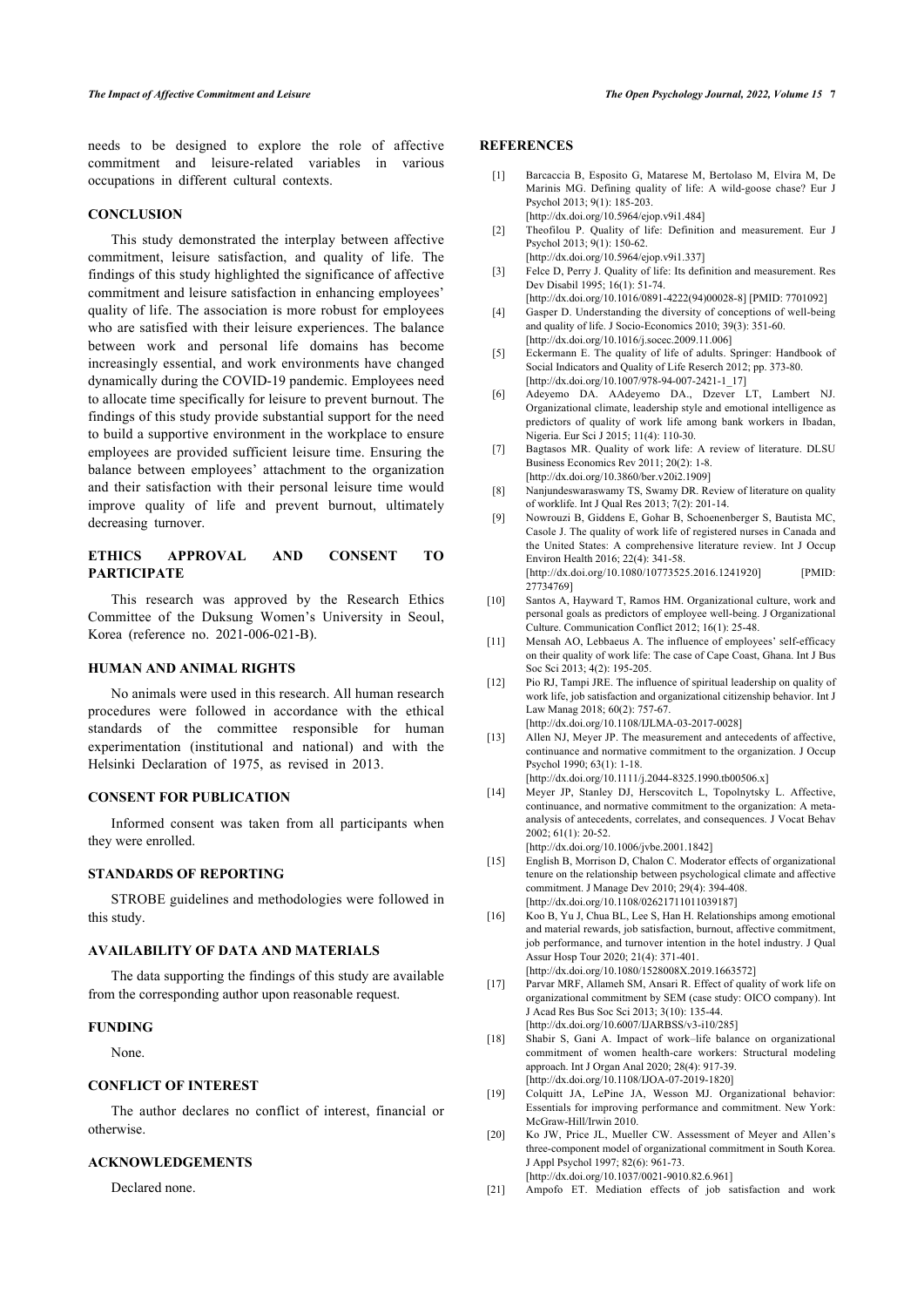needs to be designed to explore the role of affective commitment and leisure-related variables in various occupations in different cultural contexts.

## CONCLUSION

This study demonstrated the interplay between affective commitment, leisure satisfaction, and quality of life. The findings of this study highlighted the significance of affective commitment and leisure satisfaction in enhancing employees' quality of life. The association is more robust for employees who are satisfied with their leisure experiences. The balance between work and personal life domains has become increasingly essential, and work environments have changed dynamically during the COVID-19 pandemic. Employees need to allocate time specifically for leisure to prevent burnout. The findings of this study provide substantial support for the need to build a supportive environment in the workplace to ensure employees are provided sufficient leisure time. Ensuring the balance between employees' attachment to the organization and their satisfaction with their personal leisure time would improve quality of life and prevent burnout, ultimately decreasing turnover.

## ETHICS APPROVAL AND CONSENT TO PARTICIPATE

This research was approved by the Research Ethics Committee of the Duksung Women's University in Seoul, Korea (reference no. 2021-006-021-B).

## HUMAN AND ANIMAL RIGHTS

No animals were used in this research. All human research procedures were followed in accordance with the ethical standards of the committee responsible for human experimentation (institutional and national) and with the Helsinki Declaration of 1975, as revised in 2013.

## CONSENT FOR PUBLICATION

Informed consent was taken from all participants when they were enrolled.

## STANDARDS OF REPORTING

STROBE guidelines and methodologies were followed in this study.

## AVAILABILITY OF DATA AND MATERIALS

The data supporting the findings of this study are available from the corresponding author upon reasonable request.

## FUNDING

None.

## CONFLICT OF INTEREST

The author declares no conflict of interest, financial or otherwise.

## ACKNOWLEDGEMENTS

Declared none.

## REFERENCES

[1] Barcaccia B, Esposito G, Matarese M, Bertolaso M, Elvira M, De Marinis MG. Defining quality of life: A wild-goose chase? Eur J Psychol 2013; 9(1): 185-203. [http://dx.doi.org/10.5964/ejop.v9i1.484]

[2] Theofilou P. Quality of life: Definition and measurement. Eur J Psychol 2013; 9(1): 150-62. [http://dx.doi.org/10.5964/ejop.v9i1.337]

[3] Felce D, Perry J. Quality of life: Its definition and measurement. Res Dev Disabil 1995; 16(1): 51-74. [http://dx.doi.org/10.1016/0891-4222(94)00028-8] [PMID: 7701092]

[4] Gasper D. Understanding the diversity of conceptions of well-being and quality of life. J Socio-Economics 2010; 39(3): 351-60. [http://dx.doi.org/10.1016/j.socec.2009.11.006]

[5] Eckermann E. The quality of life of adults. Springer: Handbook of Social Indicators and Quality of Life Reserch 2012; pp. 373-80. [http://dx.doi.org/10.1007/978-94-007-2421-1_17]

[6] Adeyemo DA. AAdeyemo DA., Dzever LT, Lambert NJ. Organizational climate, leadership style and emotional intelligence as predictors of quality of work life among bank workers in Ibadan, Nigeria. Eur Sci J 2015; 11(4): 110-30.

[7] Bagtasos MR. Quality of work life: A review of literature. DLSU Business Economics Rev 2011; 20(2): 1-8. [http://dx.doi.org/10.3860/ber.v20i2.1909]

[8] Nanjundeswaraswamy TS, Swamy DR. Review of literature on quality of worklife. Int J Qual Res 2013; 7(2): 201-14.

[9] Nowrouzi B, Giddens E, Gohar B, Schoenenberger S, Bautista MC, Casole J. The quality of work life of registered nurses in Canada and the United States: A comprehensive literature review. Int J Occup Environ Health 2016; 22(4): 341-58. [http://dx.doi.org/10.1080/10773525.2016.1241920] [PMID: 27734769]

[10] Santos A, Hayward T, Ramos HM. Organizational culture, work and personal goals as predictors of employee well-being. J Organizational Culture. Communication Conflict 2012; 16(1): 25-48.

[11] Mensah AO, Lebbaeus A. The influence of employees' self-efficacy on their quality of work life: The case of Cape Coast, Ghana. Int J Bus Soc Sci 2013; 4(2): 195-205.

[12] Pio RJ, Tampi JRE. The influence of spiritual leadership on quality of work life, job satisfaction and organizational citizenship behavior. Int J Law Manag 2018; 60(2): 757-67. [http://dx.doi.org/10.1108/IJLMA-03-2017-0028]

[13] Allen NJ, Meyer JP. The measurement and antecedents of affective, continuance and normative commitment to the organization. J Occup Psychol 1990; 63(1): 1-18. [http://dx.doi.org/10.1111/j.2044-8325.1990.tb00506.x]

[14] Meyer JP, Stanley DJ, Herscovitch L, Topolnytsky L. Affective, continuance, and normative commitment to the organization: A meta-analysis of antecedents, correlates, and consequences. J Vocat Behav 2002; 61(1): 20-52. [http://dx.doi.org/10.1006/jvbe.2001.1842]

[15] English B, Morrison D, Chalon C. Moderator effects of organizational tenure on the relationship between psychological climate and affective commitment. J Manage Dev 2010; 29(4): 394-408. [http://dx.doi.org/10.1108/02621711011039187]

[16] Koo B, Yu J, Chua BL, Lee S, Han H. Relationships among emotional and material rewards, job satisfaction, burnout, affective commitment, job performance, and turnover intention in the hotel industry. J Qual Assur Hosp Tour 2020; 21(4): 371-401. [http://dx.doi.org/10.1080/1528008X.2019.1663572]

[17] Parvar MRF, Allameh SM, Ansari R. Effect of quality of work life on organizational commitment by SEM (case study: OICO company). Int J Acad Res Bus Soc Sci 2013; 3(10): 135-44. [http://dx.doi.org/10.6007/IJARBSS/v3-i10/285]

[18] Shabir S, Gani A. Impact of work–life balance on organizational commitment of women health-care workers: Structural modeling approach. Int J Organ Anal 2020; 28(4): 917-39. [http://dx.doi.org/10.1108/IJOA-07-2019-1820]

[19] Colquitt JA, LePine JA, Wesson MJ. Organizational behavior: Essentials for improving performance and commitment. New York: McGraw-Hill/Irwin 2010.

[20] Ko JW, Price JL, Mueller CW. Assessment of Meyer and Allen's three-component model of organizational commitment in South Korea. J Appl Psychol 1997; 82(6): 961-73. [http://dx.doi.org/10.1037/0021-9010.82.6.961]

[21] Ampofo ET. Mediation effects of job satisfaction and work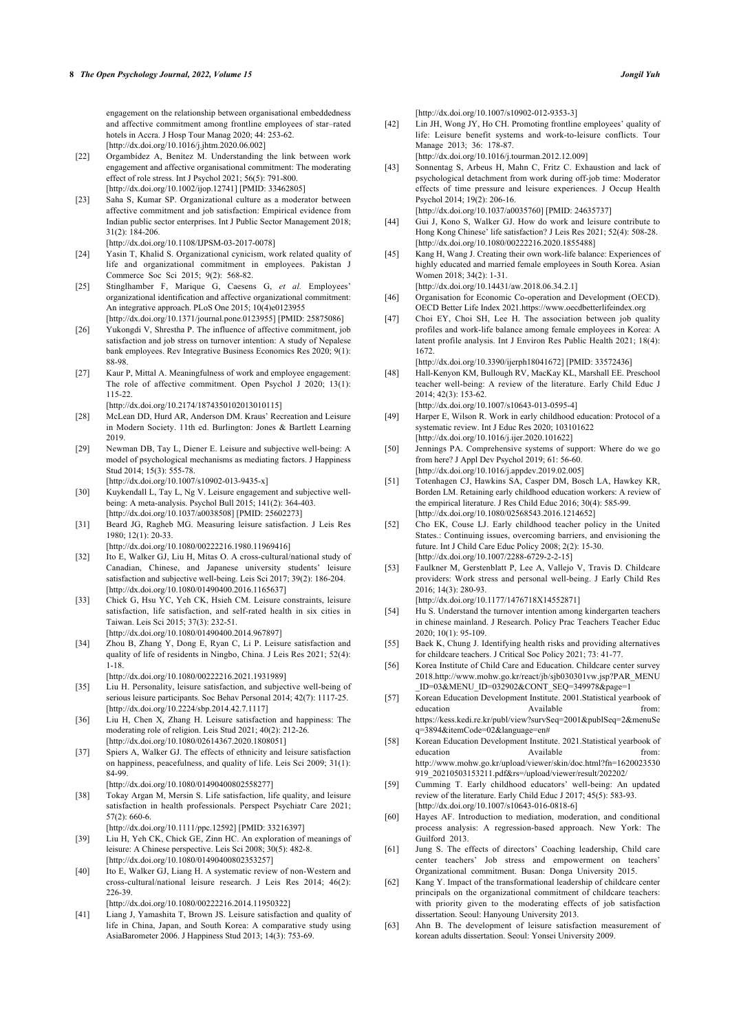engagement on the relationship between organisational embeddedness and affective commitment among frontline employees of star–rated hotels in Accra. J Hosp Tour Manag 2020; 44: 253-62. [http://dx.doi.org/10.1016/j.jhtm.2020.06.002]

[22] Orgambídez A, Benítez M. Understanding the link between work engagement and affective organisational commitment: The moderating effect of role stress. Int J Psychol 2021; 56(5): 791-800. [http://dx.doi.org/10.1002/ijop.12741] [PMID: 33462805]

[23] Saha S, Kumar SP. Organizational culture as a moderator between affective commitment and job satisfaction: Empirical evidence from Indian public sector enterprises. Int J Public Sector Management 2018; 31(2): 184-206. [http://dx.doi.org/10.1108/IJPSM-03-2017-0078]

[24] Yasin T, Khalid S. Organizational cynicism, work related quality of life and organizational commitment in employees. Pakistan J Commerce Soc Sci 2015; 9(2): 568-82.

[25] Stinglhamber F, Marique G, Caesens G, *et al.* Employees' organizational identification and affective organizational commitment: An integrative approach. PLoS One 2015; 10(4)e0123955 [http://dx.doi.org/10.1371/journal.pone.0123955] [PMID: 25875086]

[26] Yukongdi V, Shrestha P. The influence of affective commitment, job satisfaction and job stress on turnover intention: A study of Nepalese bank employees. Rev Integrative Business Economics Res 2020; 9(1): 88-98.

[27] Kaur P, Mittal A. Meaningfulness of work and employee engagement: The role of affective commitment. Open Psychol J 2020; 13(1): 115-22. [http://dx.doi.org/10.2174/1874350102013010115]

[28] McLean DD, Hurd AR, Anderson DM. Kraus' Recreation and Leisure in Modern Society. 11th ed. Burlington: Jones & Bartlett Learning 2019.

[29] Newman DB, Tay L, Diener E. Leisure and subjective well-being: A model of psychological mechanisms as mediating factors. J Happiness Stud 2014; 15(3): 555-78. [http://dx.doi.org/10.1007/s10902-013-9435-x]

[30] Kuykendall L, Tay L, Ng V. Leisure engagement and subjective well-being: A meta-analysis. Psychol Bull 2015; 141(2): 364-403. [http://dx.doi.org/10.1037/a0038508] [PMID: 25602273]

[31] Beard JG, Ragheb MG. Measuring leisure satisfaction. J Leis Res 1980; 12(1): 20-33. [http://dx.doi.org/10.1080/00222216.1980.11969416]

[32] Ito E, Walker GJ, Liu H, Mitas O. A cross-cultural/national study of Canadian, Chinese, and Japanese university students' leisure satisfaction and subjective well-being. Leis Sci 2017; 39(2): 186-204. [http://dx.doi.org/10.1080/01490400.2016.1165637]

[33] Chick G, Hsu YC, Yeh CK, Hsieh CM. Leisure constraints, leisure satisfaction, life satisfaction, and self-rated health in six cities in Taiwan. Leis Sci 2015; 37(3): 232-51. [http://dx.doi.org/10.1080/01490400.2014.967897]

[34] Zhou B, Zhang Y, Dong E, Ryan C, Li P. Leisure satisfaction and quality of life of residents in Ningbo, China. J Leis Res 2021; 52(4): 1-18. [http://dx.doi.org/10.1080/00222216.2021.1931989]

[35] Liu H. Personality, leisure satisfaction, and subjective well-being of serious leisure participants. Soc Behav Personal 2014; 42(7): 1117-25. [http://dx.doi.org/10.2224/sbp.2014.42.7.1117]

[36] Liu H, Chen X, Zhang H. Leisure satisfaction and happiness: The moderating role of religion. Leis Stud 2021; 40(2): 212-26. [http://dx.doi.org/10.1080/02614367.2020.1808051]

[37] Spiers A, Walker GJ. The effects of ethnicity and leisure satisfaction on happiness, peacefulness, and quality of life. Leis Sci 2009; 31(1): 84-99. [http://dx.doi.org/10.1080/01490400802558277]

[38] Tokay Argan M, Mersin S. Life satisfaction, life quality, and leisure satisfaction in health professionals. Perspect Psychiatr Care 2021; 57(2): 660-6. [http://dx.doi.org/10.1111/ppc.12592] [PMID: 33216397]

[39] Liu H, Yeh CK, Chick GE, Zinn HC. An exploration of meanings of leisure: A Chinese perspective. Leis Sci 2008; 30(5): 482-8. [http://dx.doi.org/10.1080/01490400802353257]

[40] Ito E, Walker GJ, Liang H. A systematic review of non-Western and cross-cultural/national leisure research. J Leis Res 2014; 46(2): 226-39. [http://dx.doi.org/10.1080/00222216.2014.11950322]

[41] Liang J, Yamashita T, Brown JS. Leisure satisfaction and quality of life in China, Japan, and South Korea: A comparative study using AsiaBarometer 2006. J Happiness Stud 2013; 14(3): 753-69. [http://dx.doi.org/10.1007/s10902-012-9353-3]

[42] Lin JH, Wong JY, Ho CH. Promoting frontline employees' quality of life: Leisure benefit systems and work-to-leisure conflicts. Tour Manage 2013; 36: 178-87. [http://dx.doi.org/10.1016/j.tourman.2012.12.009]

[43] Sonnentag S, Arbeus H, Mahn C, Fritz C. Exhaustion and lack of psychological detachment from work during off-job time: Moderator effects of time pressure and leisure experiences. J Occup Health Psychol 2014; 19(2): 206-16. [http://dx.doi.org/10.1037/a0035760] [PMID: 24635737]

[44] Gui J, Kono S, Walker GJ. How do work and leisure contribute to Hong Kong Chinese' life satisfaction? J Leis Res 2021; 52(4): 508-28. [http://dx.doi.org/10.1080/00222216.2020.1855488]

[45] Kang H, Wang J. Creating their own work-life balance: Experiences of highly educated and married female employees in South Korea. Asian Women 2018; 34(2): 1-31. [http://dx.doi.org/10.14431/aw.2018.06.34.2.1]

[46] Organisation for Economic Co-operation and Development (OECD). OECD Better Life Index 2021.https://www.oecdbetterlifeindex.org

[47] Choi EY, Choi SH, Lee H. The association between job quality profiles and work-life balance among female employees in Korea: A latent profile analysis. Int J Environ Res Public Health 2021; 18(4): 1672. [http://dx.doi.org/10.3390/ijerph18041672] [PMID: 33572436]

[48] Hall-Kenyon KM, Bullough RV, MacKay KL, Marshall EE. Preschool teacher well-being: A review of the literature. Early Child Educ J 2014; 42(3): 153-62. [http://dx.doi.org/10.1007/s10643-013-0595-4]

[49] Harper E, Wilson R. Work in early childhood education: Protocol of a systematic review. Int J Educ Res 2020; 103101622 [http://dx.doi.org/10.1016/j.ijer.2020.101622]

[50] Jennings PA. Comprehensive systems of support: Where do we go from here? J Appl Dev Psychol 2019; 61: 56-60. [http://dx.doi.org/10.1016/j.appdev.2019.02.005]

[51] Totenhagen CJ, Hawkins SA, Casper DM, Bosch LA, Hawkey KR, Borden LM. Retaining early childhood education workers: A review of the empirical literature. J Res Child Educ 2016; 30(4): 585-99. [http://dx.doi.org/10.1080/02568543.2016.1214652]

[52] Cho EK, Couse LJ. Early childhood teacher policy in the United States.: Continuing issues, overcoming barriers, and envisioning the future. Int J Child Care Educ Policy 2008; 2(2): 15-30. [http://dx.doi.org/10.1007/2288-6729-2-2-15]

[53] Faulkner M, Gerstenblatt P, Lee A, Vallejo V, Travis D. Childcare providers: Work stress and personal well-being. J Early Child Res 2016; 14(3): 280-93. [http://dx.doi.org/10.1177/1476718X14552871]

[54] Hu S. Understand the turnover intention among kindergarten teachers in chinese mainland. J Research. Policy Prac Teachers Teacher Educ 2020; 10(1): 95-109.

[55] Baek K, Chung J. Identifying health risks and providing alternatives for childcare teachers. J Critical Soc Policy 2021; 73: 41-77.

[56] Korea Institute of Child Care and Education. Childcare center survey 2018.http://www.mohw.go.kr/react/jb/sjb030301vw.jsp?PAR_MENU_ID=03&MENU_ID=032902&CONT_SEQ=349978&page=1

[57] Korean Education Development Institute. 2001.Statistical yearbook of education Available from: https://kess.kedi.re.kr/publ/view?survSeq=2001&publSeq=2&menuSeq=3894&itemCode=02&language=en#

[58] Korean Education Development Institute. 2021.Statistical yearbook of education Available from: http://www.mohw.go.kr/upload/viewer/skin/doc.html?fn=1620023530919_20210503153211.pdf&rs=/upload/viewer/result/202202/

[59] Cumming T. Early childhood educators' well-being: An updated review of the literature. Early Child Educ J 2017; 45(5): 583-93. [http://dx.doi.org/10.1007/s10643-016-0818-6]

[60] Hayes AF. Introduction to mediation, moderation, and conditional process analysis: A regression-based approach. New York: The Guilford 2013.

[61] Jung S. The effects of directors' Coaching leadership, Child care center teachers' Job stress and empowerment on teachers' Organizational commitment. Busan: Donga University 2015.

[62] Kang Y. Impact of the transformational leadership of childcare center principals on the organizational commitment of childcare teachers: with priority given to the moderating effects of job satisfaction dissertation. Seoul: Hanyoung University 2013.

[63] Ahn B. The development of leisure satisfaction measurement of korean adults dissertation. Seoul: Yonsei University 2009.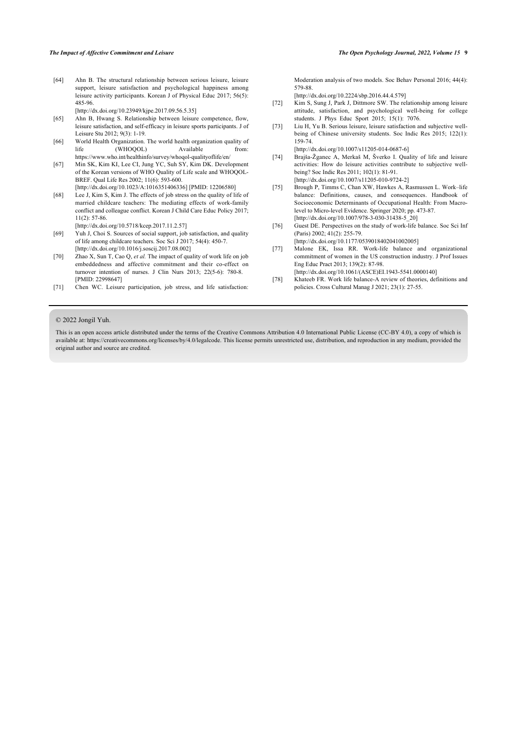[64] Ahn B. The structural relationship between serious leisure, leisure support, leisure satisfaction and psychological happiness among leisure activity participants. Korean J of Physical Educ 2017; 56(5): 485-96.
[http://dx.doi.org/10.23949/kjpe.2017.09.56.5.35]

[65] Ahn B, Hwang S. Relationship between leisure competence, flow, leisure satisfaction, and self-efficacy in leisure sports participants. J of Leisure Stu 2012; 9(3): 1-19.

[66] World Health Organization. The world health organization quality of life (WHOQOL) Available from: https://www.who.int/healthinfo/survey/whoqol-qualityoflife/en/

[67] Min SK, Kim KI, Lee CI, Jung YC, Suh SY, Kim DK. Development of the Korean versions of WHO Quality of Life scale and WHOQOL-BREF. Qual Life Res 2002; 11(6): 593-600.
[http://dx.doi.org/10.1023/A:1016351406336] [PMID: 12206580]

[68] Lee J, Kim S, Kim J. The effects of job stress on the quality of life of married childcare teachers: The mediating effects of work-family conflict and colleague conflict. Korean J Child Care Educ Policy 2017; 11(2): 57-86.
[http://dx.doi.org/10.5718/kcep.2017.11.2.57]

[69] Yuh J, Choi S. Sources of social support, job satisfaction, and quality of life among childcare teachers. Soc Sci J 2017; 54(4): 450-7.
[http://dx.doi.org/10.1016/j.soscij.2017.08.002]

[70] Zhao X, Sun T, Cao Q, *et al.* The impact of quality of work life on job embeddedness and affective commitment and their co-effect on turnover intention of nurses. J Clin Nurs 2013; 22(5-6): 780-8. [PMID: 22998647]

[71] Chen WC. Leisure participation, job stress, and life satisfaction: Moderation analysis of two models. Soc Behav Personal 2016; 44(4): 579-88.
[http://dx.doi.org/10.2224/sbp.2016.44.4.579]

[72] Kim S, Sung J, Park J, Dittmore SW. The relationship among leisure attitude, satisfaction, and psychological well-being for college students. J Phys Educ Sport 2015; 15(1): 7076.

[73] Liu H, Yu B. Serious leisure, leisure satisfaction and subjective well-being of Chinese university students. Soc Indic Res 2015; 122(1): 159-74.
[http://dx.doi.org/10.1007/s11205-014-0687-6]

[74] Brajša-Žganec A, Merkaš M, Šverko I. Quality of life and leisure activities: How do leisure activities contribute to subjective well-being? Soc Indic Res 2011; 102(1): 81-91.
[http://dx.doi.org/10.1007/s11205-010-9724-2]

[75] Brough P, Timms C, Chan XW, Hawkes A, Rasmussen L. Work–life balance: Definitions, causes, and consequences. Handbook of Socioeconomic Determinants of Occupational Health: From Macro-level to Micro-level Evidence. Springer 2020; pp. 473-87.
[http://dx.doi.org/10.1007/978-3-030-31438-5_20]

[76] Guest DE. Perspectives on the study of work-life balance. Soc Sci Inf (Paris) 2002; 41(2): 255-79.
[http://dx.doi.org/10.1177/0539018402041002005]

[77] Malone EK, Issa RR. Work-life balance and organizational commitment of women in the US construction industry. J Prof Issues Eng Educ Pract 2013; 139(2): 87-98.
[http://dx.doi.org/10.1061/(ASCE)EI.1943-5541.0000140]

[78] Khateeb FR. Work life balance-A review of theories, definitions and policies. Cross Cultural Manag J 2021; 23(1): 27-55.

© 2022 Jongil Yuh.

This is an open access article distributed under the terms of the Creative Commons Attribution 4.0 International Public License (CC-BY 4.0), a copy of which is available at: https://creativecommons.org/licenses/by/4.0/legalcode. This license permits unrestricted use, distribution, and reproduction in any medium, provided the original author and source are credited.